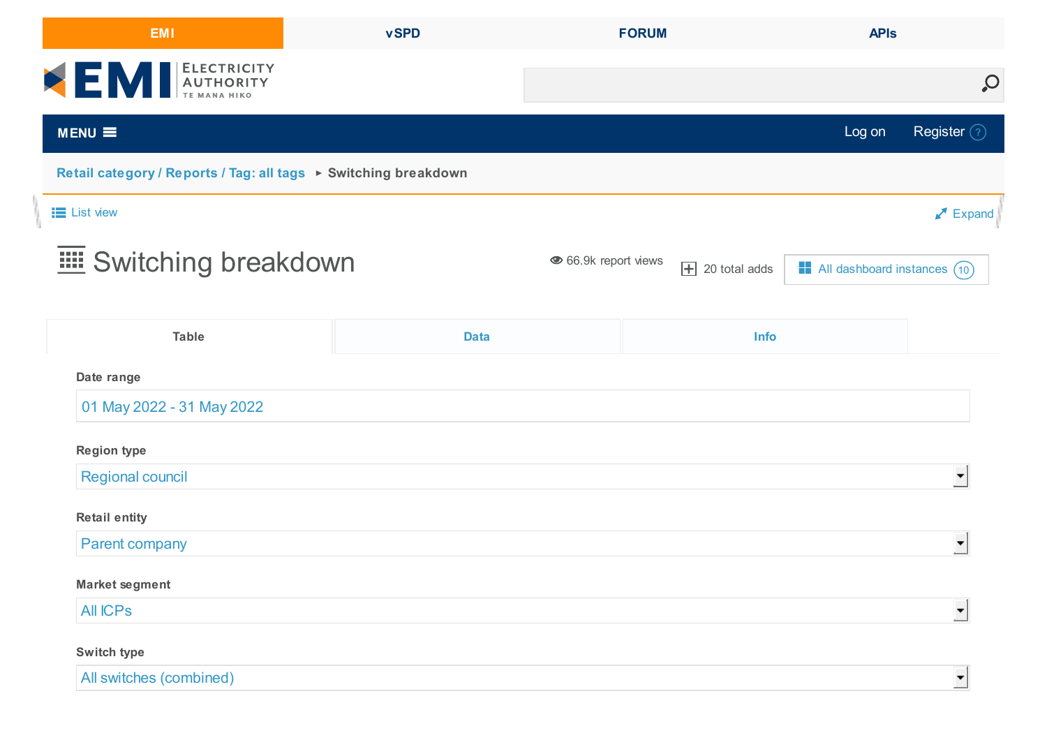EMI | vSPD | FORUM | APIs

ELECTRICITY AUTHORITY
TE MANA HIKO

MENU

Log on   Register

Retail category / Reports / Tag: all tags ▸ Switching breakdown

List view   Expand

# Switching breakdown

66.9k report views   20 total adds   All dashboard instances (10)

| Table | Data | Info |
| --- | --- | --- |

**Date range**

01 May 2022 - 31 May 2022

**Region type**

Regional council

**Retail entity**

Parent company

**Market segment**

All ICPs

**Switch type**

All switches (combined)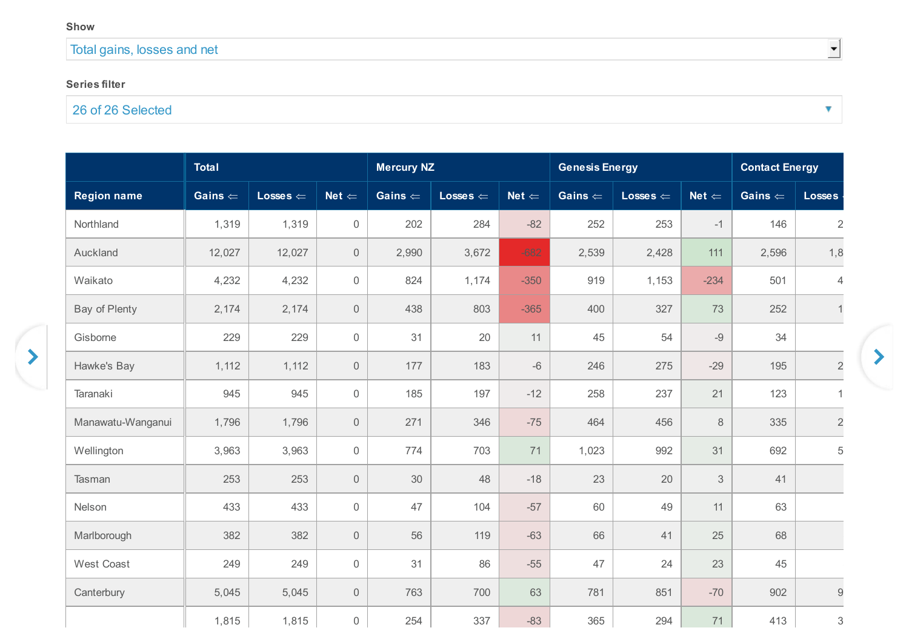**Show**

Total gains, losses and net

**Series filter**

26 of 26 Selected

| Region name | Total | | | Mercury NZ | | | Genesis Energy | | | Contact Energy | |
|---|---|---|---|---|---|---|---|---|---|---|---|
| | Gains ⇐ | Losses ⇐ | Net ⇐ | Gains ⇐ | Losses ⇐ | Net ⇐ | Gains ⇐ | Losses ⇐ | Net ⇐ | Gains ⇐ | Losses |
| Northland | 1,319 | 1,319 | 0 | 202 | 284 | -82 | 252 | 253 | -1 | 146 | 2 |
| Auckland | 12,027 | 12,027 | 0 | 2,990 | 3,672 | -682 | 2,539 | 2,428 | 111 | 2,596 | 1,8 |
| Waikato | 4,232 | 4,232 | 0 | 824 | 1,174 | -350 | 919 | 1,153 | -234 | 501 | 4 |
| Bay of Plenty | 2,174 | 2,174 | 0 | 438 | 803 | -365 | 400 | 327 | 73 | 252 | 1 |
| Gisborne | 229 | 229 | 0 | 31 | 20 | 11 | 45 | 54 | -9 | 34 | |
| Hawke's Bay | 1,112 | 1,112 | 0 | 177 | 183 | -6 | 246 | 275 | -29 | 195 | 2 |
| Taranaki | 945 | 945 | 0 | 185 | 197 | -12 | 258 | 237 | 21 | 123 | 1 |
| Manawatu-Wanganui | 1,796 | 1,796 | 0 | 271 | 346 | -75 | 464 | 456 | 8 | 335 | 2 |
| Wellington | 3,963 | 3,963 | 0 | 774 | 703 | 71 | 1,023 | 992 | 31 | 692 | 5 |
| Tasman | 253 | 253 | 0 | 30 | 48 | -18 | 23 | 20 | 3 | 41 | |
| Nelson | 433 | 433 | 0 | 47 | 104 | -57 | 60 | 49 | 11 | 63 | |
| Marlborough | 382 | 382 | 0 | 56 | 119 | -63 | 66 | 41 | 25 | 68 | |
| West Coast | 249 | 249 | 0 | 31 | 86 | -55 | 47 | 24 | 23 | 45 | |
| Canterbury | 5,045 | 5,045 | 0 | 763 | 700 | 63 | 781 | 851 | -70 | 902 | 9 |
| | 1,815 | 1,815 | 0 | 254 | 337 | -83 | 365 | 294 | 71 | 413 | 3 |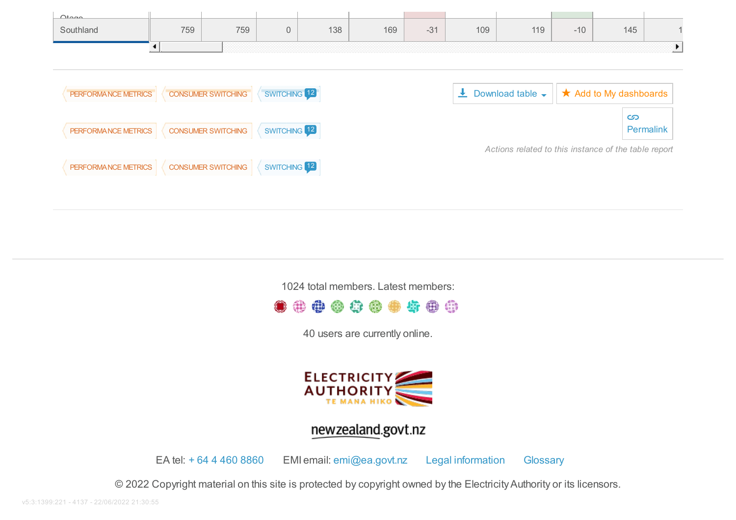| | | | | | | | | | | |
|---|---|---|---|---|---|---|---|---|---|---|
| Southland | 759 | 759 | 0 | 138 | 169 | -31 | 109 | 119 | -10 | 145 |

PERFORMANCE METRICS CONSUMER SWITCHING SWITCHING 12

PERFORMANCE METRICS CONSUMER SWITCHING SWITCHING 12

PERFORMANCE METRICS CONSUMER SWITCHING SWITCHING 12

Download table

Add to My dashboards

Permalink

*Actions related to this instance of the table report*

1024 total members. Latest members:

40 users are currently online.

ELECTRICITY AUTHORITY TE MANA HIKO

newzealand.govt.nz

EA tel: + 64 4 460 8860 EMI email: emi@ea.govt.nz Legal information Glossary

© 2022 Copyright material on this site is protected by copyright owned by the Electricity Authority or its licensors.

v5:3:1399:221 - 4137 - 22/06/2022 21:30:55